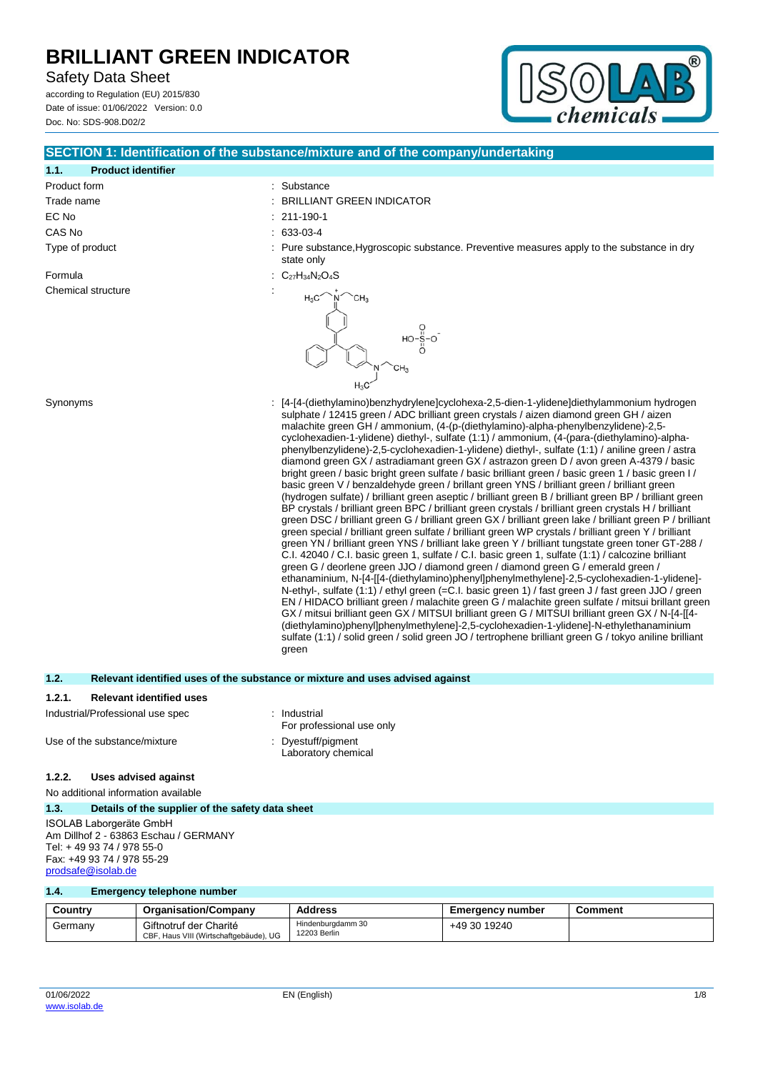# BRILLIANT GREEN INDICATOR

Safety Data Sheet

according to Regulation (EU) 2015/830
Date of issue: 01/06/2022 Version: 0.0
Doc. No: SDS-908.D02/2

## SECTION 1: Identification of the substance/mixture and of the company/undertaking

### 1.1. Product identifier

Product form : Substance

Trade name : BRILLIANT GREEN INDICATOR

EC No : 211-190-1

CAS No : 633-03-4

Type of product : Pure substance,Hygroscopic substance. Preventive measures apply to the substance in dry state only

Formula : $C_{27}H_{34}N_2O_4S$

Chemical structure :

Synonyms : [4-[4-(diethylamino)benzhydrylene]cyclohexa-2,5-dien-1-ylidene]diethylammonium hydrogen sulphate / 12415 green / ADC brilliant green crystals / aizen diamond green GH / aizen malachite green GH / ammonium, (4-(p-(diethylamino)-alpha-phenylbenzylidene)-2,5-cyclohexadien-1-ylidene) diethyl-, sulfate (1:1) / ammonium, (4-(para-(diethylamino)-alpha-phenylbenzylidene)-2,5-cyclohexadien-1-ylidene) diethyl-, sulfate (1:1) / aniline green / astra diamond green GX / astradiamant green GX / astrazon green D / avon green A-4379 / basic bright green / basic bright green sulfate / basic brilliant green / basic green 1 / basic green I / basic green V / benzaldehyde green / brillant green YNS / brilliant green / brilliant green (hydrogen sulfate) / brilliant green aseptic / brilliant green B / brilliant green BP / brilliant green BP crystals / brilliant green BPC / brilliant green crystals / brilliant green crystals H / brilliant green DSC / brilliant green G / brilliant green GX / brilliant green lake / brilliant green P / brilliant green special / brilliant green sulfate / brilliant green WP crystals / brilliant green Y / brilliant green YN / brilliant green YNS / brilliant lake green Y / brilliant tungstate green toner GT-288 / C.I. 42040 / C.I. basic green 1, sulfate / C.I. basic green 1, sulfate (1:1) / calcozine brilliant green G / deorlene green JJO / diamond green / diamond green G / emerald green / ethanaminium, N-[4-[[4-(diethylamino)phenyl]phenylmethylene]-2,5-cyclohexadien-1-ylidene]-N-ethyl-, sulfate (1:1) / ethyl green (=C.I. basic green 1) / fast green J / fast green JJO / green EN / HIDACO brilliant green / malachite green G / malachite green sulfate / mitsui brillant green GX / mitsui brilliant geen GX / MITSUI brilliant green G / MITSUI brilliant green GX / N-[4-[[4-(diethylamino)phenyl]phenylmethylene]-2,5-cyclohexadien-1-ylidene]-N-ethylethanaminium sulfate (1:1) / solid green / solid green JO / tertrophene brilliant green G / tokyo aniline brilliant green

### 1.2. Relevant identified uses of the substance or mixture and uses advised against

#### 1.2.1. Relevant identified uses

Industrial/Professional use spec : Industrial
For professional use only

Use of the substance/mixture : Dyestuff/pigment
Laboratory chemical

#### 1.2.2. Uses advised against

No additional information available

### 1.3. Details of the supplier of the safety data sheet

ISOLAB Laborgeräte GmbH
Am Dillhof 2 - 63863 Eschau / GERMANY
Tel: + 49 93 74 / 978 55-0
Fax: +49 93 74 / 978 55-29
prodsafe@isolab.de

### 1.4. Emergency telephone number

| Country | Organisation/Company | Address | Emergency number | Comment |
|---|---|---|---|---|
| Germany | Giftnotruf der Charité CBF, Haus VIII (Wirtschaftgebäude), UG | Hindenburgdamm 30 12203 Berlin | +49 30 19240 | |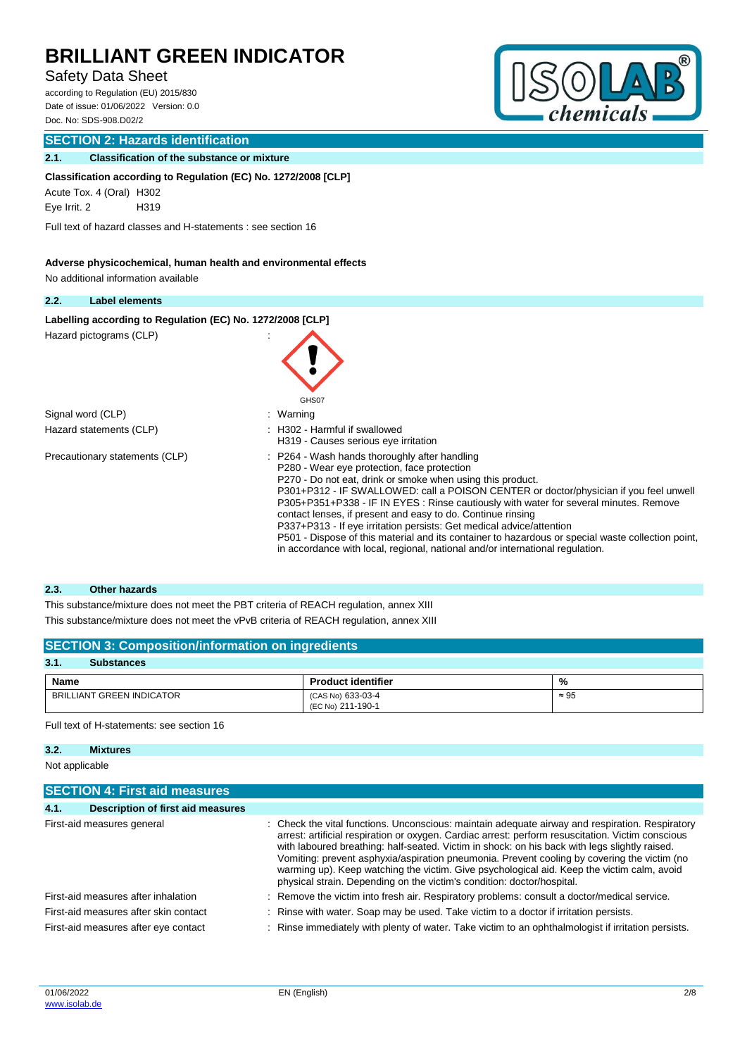## SECTION 2: Hazards identification

### 2.1. Classification of the substance or mixture

**Classification according to Regulation (EC) No. 1272/2008 [CLP]**

Acute Tox. 4 (Oral) H302

Eye Irrit. 2 H319

Full text of hazard classes and H-statements : see section 16

**Adverse physicochemical, human health and environmental effects**

No additional information available

### 2.2. Label elements

**Labelling according to Regulation (EC) No. 1272/2008 [CLP]**

Hazard pictograms (CLP) :

GHS07

Signal word (CLP) : Warning

Hazard statements (CLP) : H302 - Harmful if swallowed
H319 - Causes serious eye irritation

Precautionary statements (CLP) : P264 - Wash hands thoroughly after handling
P280 - Wear eye protection, face protection
P270 - Do not eat, drink or smoke when using this product.
P301+P312 - IF SWALLOWED: call a POISON CENTER or doctor/physician if you feel unwell
P305+P351+P338 - IF IN EYES : Rinse cautiously with water for several minutes. Remove contact lenses, if present and easy to do. Continue rinsing
P337+P313 - If eye irritation persists: Get medical advice/attention
P501 - Dispose of this material and its container to hazardous or special waste collection point, in accordance with local, regional, national and/or international regulation.

### 2.3. Other hazards

This substance/mixture does not meet the PBT criteria of REACH regulation, annex XIII

This substance/mixture does not meet the vPvB criteria of REACH regulation, annex XIII

## SECTION 3: Composition/information on ingredients

### 3.1. Substances

| Name | Product identifier | % |
|---|---|---|
| BRILLIANT GREEN INDICATOR | (CAS No) 633-03-4<br>(EC No) 211-190-1 | ≈ 95 |

Full text of H-statements: see section 16

### 3.2. Mixtures

Not applicable

## SECTION 4: First aid measures

### 4.1. Description of first aid measures

First-aid measures general : Check the vital functions. Unconscious: maintain adequate airway and respiration. Respiratory arrest: artificial respiration or oxygen. Cardiac arrest: perform resuscitation. Victim conscious with laboured breathing: half-seated. Victim in shock: on his back with legs slightly raised. Vomiting: prevent asphyxia/aspiration pneumonia. Prevent cooling by covering the victim (no warming up). Keep watching the victim. Give psychological aid. Keep the victim calm, avoid physical strain. Depending on the victim's condition: doctor/hospital.

First-aid measures after inhalation : Remove the victim into fresh air. Respiratory problems: consult a doctor/medical service.

First-aid measures after skin contact : Rinse with water. Soap may be used. Take victim to a doctor if irritation persists.

First-aid measures after eye contact : Rinse immediately with plenty of water. Take victim to an ophthalmologist if irritation persists.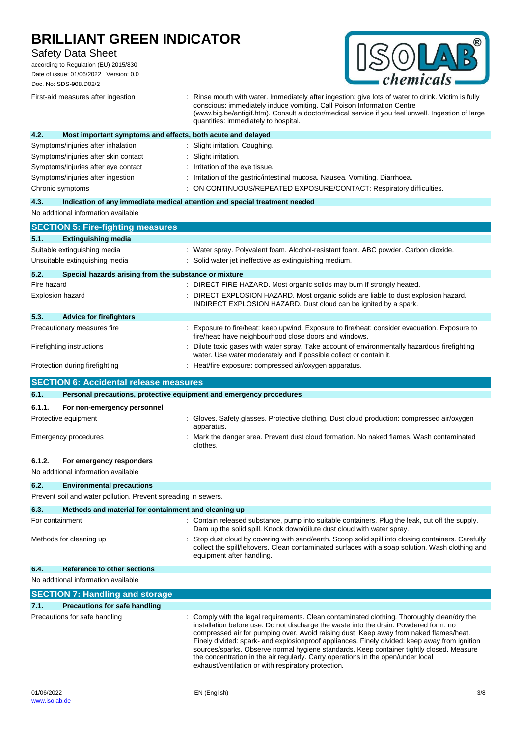| | |
|---|---|
| First-aid measures after ingestion | : Rinse mouth with water. Immediately after ingestion: give lots of water to drink. Victim is fully conscious: immediately induce vomiting. Call Poison Information Centre (www.big.be/antigif.htm). Consult a doctor/medical service if you feel unwell. Ingestion of large quantities: immediately to hospital. |

### 4.2. Most important symptoms and effects, both acute and delayed

| | |
|---|---|
| Symptoms/injuries after inhalation | : Slight irritation. Coughing. |
| Symptoms/injuries after skin contact | : Slight irritation. |
| Symptoms/injuries after eye contact | : Irritation of the eye tissue. |
| Symptoms/injuries after ingestion | : Irritation of the gastric/intestinal mucosa. Nausea. Vomiting. Diarrhoea. |
| Chronic symptoms | : ON CONTINUOUS/REPEATED EXPOSURE/CONTACT: Respiratory difficulties. |

### 4.3. Indication of any immediate medical attention and special treatment needed

No additional information available

## SECTION 5: Fire-fighting measures

### 5.1. Extinguishing media

| | |
|---|---|
| Suitable extinguishing media | : Water spray. Polyvalent foam. Alcohol-resistant foam. ABC powder. Carbon dioxide. |
| Unsuitable extinguishing media | : Solid water jet ineffective as extinguishing medium. |

### 5.2. Special hazards arising from the substance or mixture

| | |
|---|---|
| Fire hazard | : DIRECT FIRE HAZARD. Most organic solids may burn if strongly heated. |
| Explosion hazard | : DIRECT EXPLOSION HAZARD. Most organic solids are liable to dust explosion hazard. INDIRECT EXPLOSION HAZARD. Dust cloud can be ignited by a spark. |

### 5.3. Advice for firefighters

| | |
|---|---|
| Precautionary measures fire | : Exposure to fire/heat: keep upwind. Exposure to fire/heat: consider evacuation. Exposure to fire/heat: have neighbourhood close doors and windows. |
| Firefighting instructions | : Dilute toxic gases with water spray. Take account of environmentally hazardous firefighting water. Use water moderately and if possible collect or contain it. |
| Protection during firefighting | : Heat/fire exposure: compressed air/oxygen apparatus. |

## SECTION 6: Accidental release measures

### 6.1. Personal precautions, protective equipment and emergency procedures

#### 6.1.1. For non-emergency personnel

| | |
|---|---|
| Protective equipment | : Gloves. Safety glasses. Protective clothing. Dust cloud production: compressed air/oxygen apparatus. |
| Emergency procedures | : Mark the danger area. Prevent dust cloud formation. No naked flames. Wash contaminated clothes. |

#### 6.1.2. For emergency responders

No additional information available

### 6.2. Environmental precautions

Prevent soil and water pollution. Prevent spreading in sewers.

### 6.3. Methods and material for containment and cleaning up

| | |
|---|---|
| For containment | : Contain released substance, pump into suitable containers. Plug the leak, cut off the supply. Dam up the solid spill. Knock down/dilute dust cloud with water spray. |
| Methods for cleaning up | : Stop dust cloud by covering with sand/earth. Scoop solid spill into closing containers. Carefully collect the spill/leftovers. Clean contaminated surfaces with a soap solution. Wash clothing and equipment after handling. |

### 6.4. Reference to other sections

No additional information available

## SECTION 7: Handling and storage

### 7.1. Precautions for safe handling

| | |
|---|---|
| Precautions for safe handling | : Comply with the legal requirements. Clean contaminated clothing. Thoroughly clean/dry the installation before use. Do not discharge the waste into the drain. Powdered form: no compressed air for pumping over. Avoid raising dust. Keep away from naked flames/heat. Finely divided: spark- and explosionproof appliances. Finely divided: keep away from ignition sources/sparks. Observe normal hygiene standards. Keep container tightly closed. Measure the concentration in the air regularly. Carry operations in the open/under local exhaust/ventilation or with respiratory protection. |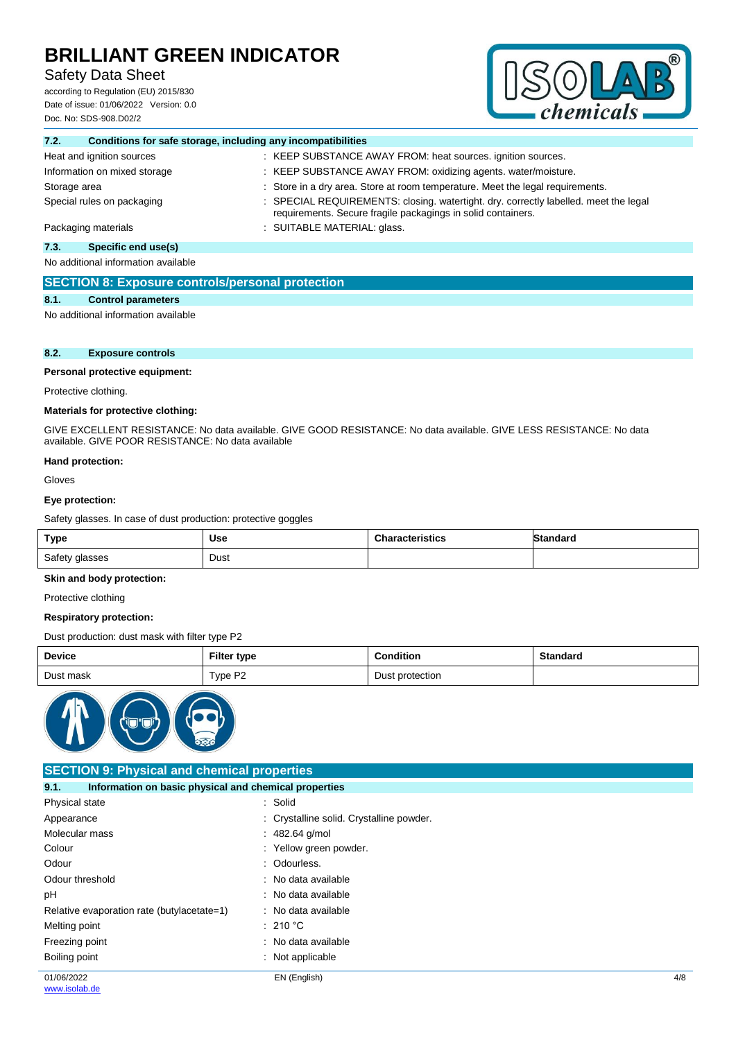### 7.2. Conditions for safe storage, including any incompatibilities

| | |
|---|---|
| Heat and ignition sources | : KEEP SUBSTANCE AWAY FROM: heat sources. ignition sources. |
| Information on mixed storage | : KEEP SUBSTANCE AWAY FROM: oxidizing agents. water/moisture. |
| Storage area | : Store in a dry area. Store at room temperature. Meet the legal requirements. |
| Special rules on packaging | : SPECIAL REQUIREMENTS: closing. watertight. dry. correctly labelled. meet the legal requirements. Secure fragile packagings in solid containers. |
| Packaging materials | : SUITABLE MATERIAL: glass. |

### 7.3. Specific end use(s)

No additional information available

## SECTION 8: Exposure controls/personal protection

### 8.1. Control parameters

No additional information available

### 8.2. Exposure controls

**Personal protective equipment:**

Protective clothing.

**Materials for protective clothing:**

GIVE EXCELLENT RESISTANCE: No data available. GIVE GOOD RESISTANCE: No data available. GIVE LESS RESISTANCE: No data available. GIVE POOR RESISTANCE: No data available

**Hand protection:**

Gloves

**Eye protection:**

Safety glasses. In case of dust production: protective goggles

| Type | Use | Characteristics | Standard |
|---|---|---|---|
| Safety glasses | Dust | | |

**Skin and body protection:**

Protective clothing

**Respiratory protection:**

Dust production: dust mask with filter type P2

| Device | Filter type | Condition | Standard |
|---|---|---|---|
| Dust mask | Type P2 | Dust protection | |

## SECTION 9: Physical and chemical properties

### 9.1. Information on basic physical and chemical properties

| | |
|---|---|
| Physical state | : Solid |
| Appearance | : Crystalline solid. Crystalline powder. |
| Molecular mass | : 482.64 g/mol |
| Colour | : Yellow green powder. |
| Odour | : Odourless. |
| Odour threshold | : No data available |
| pH | : No data available |
| Relative evaporation rate (butylacetate=1) | : No data available |
| Melting point | : 210 °C |
| Freezing point | : No data available |
| Boiling point | : Not applicable |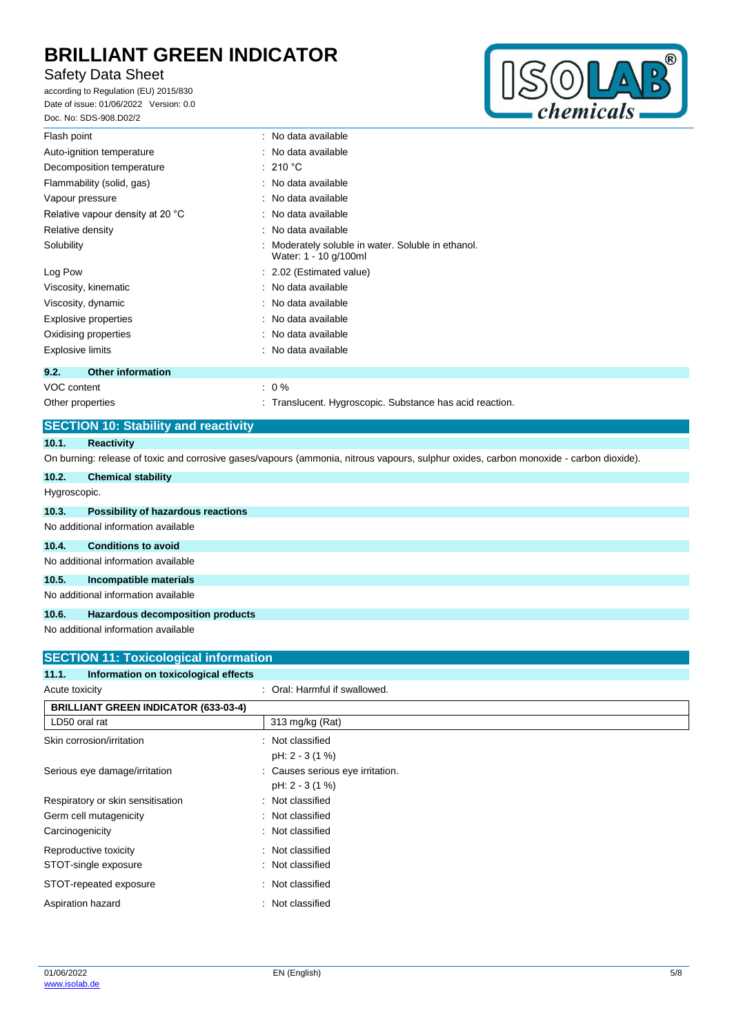| | |
|---|---|
| Flash point | : No data available |
| Auto-ignition temperature | : No data available |
| Decomposition temperature | : 210 °C |
| Flammability (solid, gas) | : No data available |
| Vapour pressure | : No data available |
| Relative vapour density at 20 °C | : No data available |
| Relative density | : No data available |
| Solubility | : Moderately soluble in water. Soluble in ethanol. Water: 1 - 10 g/100ml |
| Log Pow | : 2.02 (Estimated value) |
| Viscosity, kinematic | : No data available |
| Viscosity, dynamic | : No data available |
| Explosive properties | : No data available |
| Oxidising properties | : No data available |
| Explosive limits | : No data available |

### 9.2. Other information

| | |
|---|---|
| VOC content | : 0 % |
| Other properties | : Translucent. Hygroscopic. Substance has acid reaction. |

## SECTION 10: Stability and reactivity

### 10.1. Reactivity

On burning: release of toxic and corrosive gases/vapours (ammonia, nitrous vapours, sulphur oxides, carbon monoxide - carbon dioxide).

### 10.2. Chemical stability

Hygroscopic.

### 10.3. Possibility of hazardous reactions

No additional information available

### 10.4. Conditions to avoid

No additional information available

### 10.5. Incompatible materials

No additional information available

### 10.6. Hazardous decomposition products

No additional information available

## SECTION 11: Toxicological information

### 11.1. Information on toxicological effects

Acute toxicity : Oral: Harmful if swallowed.

| BRILLIANT GREEN INDICATOR (633-03-4) | |
|---|---|
| LD50 oral rat | 313 mg/kg (Rat) |

| | |
|---|---|
| Skin corrosion/irritation | : Not classified<br>pH: 2 - 3 (1 %) |
| Serious eye damage/irritation | : Causes serious eye irritation.<br>pH: 2 - 3 (1 %) |
| Respiratory or skin sensitisation | : Not classified |
| Germ cell mutagenicity | : Not classified |
| Carcinogenicity | : Not classified |
| Reproductive toxicity | : Not classified |
| STOT-single exposure | : Not classified |
| STOT-repeated exposure | : Not classified |
| Aspiration hazard | : Not classified |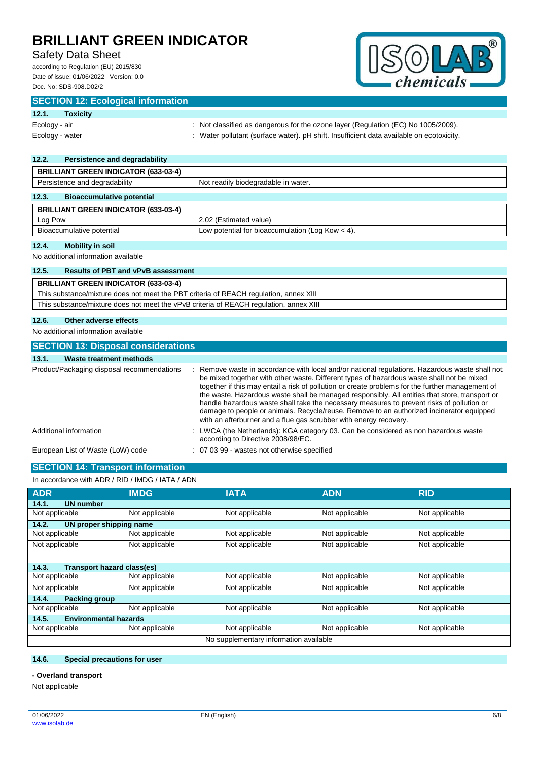## SECTION 12: Ecological information

### 12.1. Toxicity

Ecology - air : Not classified as dangerous for the ozone layer (Regulation (EC) No 1005/2009).

Ecology - water : Water pollutant (surface water). pH shift. Insufficient data available on ecotoxicity.

### 12.2. Persistence and degradability

| BRILLIANT GREEN INDICATOR (633-03-4) | |
|---|---|
| Persistence and degradability | Not readily biodegradable in water. |

### 12.3. Bioaccumulative potential

| BRILLIANT GREEN INDICATOR (633-03-4) | |
|---|---|
| Log Pow | 2.02 (Estimated value) |
| Bioaccumulative potential | Low potential for bioaccumulation (Log Kow < 4). |

### 12.4. Mobility in soil

No additional information available

### 12.5. Results of PBT and vPvB assessment

| BRILLIANT GREEN INDICATOR (633-03-4) |
|---|
| This substance/mixture does not meet the PBT criteria of REACH regulation, annex XIII |
| This substance/mixture does not meet the vPvB criteria of REACH regulation, annex XIII |

### 12.6. Other adverse effects

No additional information available

## SECTION 13: Disposal considerations

### 13.1. Waste treatment methods

Product/Packaging disposal recommendations : Remove waste in accordance with local and/or national regulations. Hazardous waste shall not be mixed together with other waste. Different types of hazardous waste shall not be mixed together if this may entail a risk of pollution or create problems for the further management of the waste. Hazardous waste shall be managed responsibly. All entities that store, transport or handle hazardous waste shall take the necessary measures to prevent risks of pollution or damage to people or animals. Recycle/reuse. Remove to an authorized incinerator equipped with an afterburner and a flue gas scrubber with energy recovery.

Additional information : LWCA (the Netherlands): KGA category 03. Can be considered as non hazardous waste according to Directive 2008/98/EC.

European List of Waste (LoW) code : 07 03 99 - wastes not otherwise specified

## SECTION 14: Transport information

In accordance with ADR / RID / IMDG / IATA / ADN

| ADR | IMDG | IATA | ADN | RID |
|---|---|---|---|---|
| **14.1. UN number** | | | | |
| Not applicable | Not applicable | Not applicable | Not applicable | Not applicable |
| **14.2. UN proper shipping name** | | | | |
| Not applicable | Not applicable | Not applicable | Not applicable | Not applicable |
| Not applicable | Not applicable | Not applicable | Not applicable | Not applicable |
| **14.3. Transport hazard class(es)** | | | | |
| Not applicable | Not applicable | Not applicable | Not applicable | Not applicable |
| Not applicable | Not applicable | Not applicable | Not applicable | Not applicable |
| **14.4. Packing group** | | | | |
| Not applicable | Not applicable | Not applicable | Not applicable | Not applicable |
| **14.5. Environmental hazards** | | | | |
| Not applicable | Not applicable | Not applicable | Not applicable | Not applicable |
| No supplementary information available | | | | |

### 14.6. Special precautions for user

**- Overland transport**

Not applicable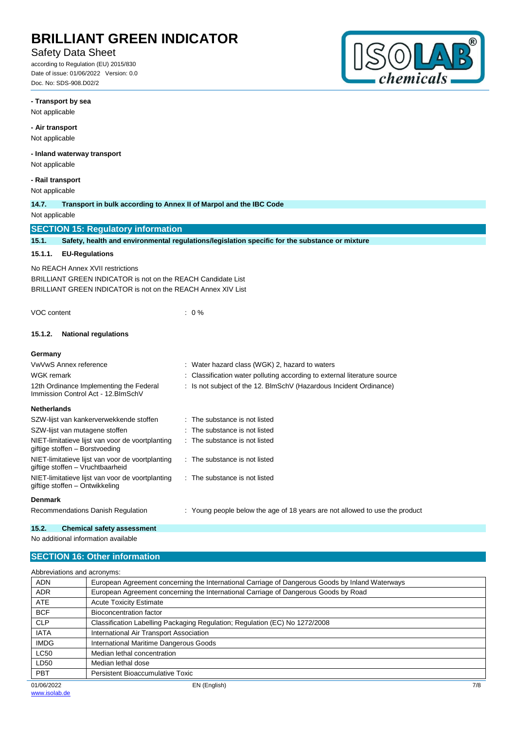**- Transport by sea**

Not applicable

**- Air transport**

Not applicable

**- Inland waterway transport**

Not applicable

**- Rail transport**

Not applicable

### 14.7. Transport in bulk according to Annex II of Marpol and the IBC Code

Not applicable

## SECTION 15: Regulatory information

### 15.1. Safety, health and environmental regulations/legislation specific for the substance or mixture

#### 15.1.1. EU-Regulations

No REACH Annex XVII restrictions

BRILLIANT GREEN INDICATOR is not on the REACH Candidate List

BRILLIANT GREEN INDICATOR is not on the REACH Annex XIV List

VOC content : 0 %

#### 15.1.2. National regulations

**Germany**

| | |
|---|---|
| VwVwS Annex reference | : Water hazard class (WGK) 2, hazard to waters |
| WGK remark | : Classification water polluting according to external literature source |
| 12th Ordinance Implementing the Federal Immission Control Act - 12.BImSchV | : Is not subject of the 12. BlmSchV (Hazardous Incident Ordinance) |

**Netherlands**

| | |
|---|---|
| SZW-lijst van kankerverwekkende stoffen | : The substance is not listed |
| SZW-lijst van mutagene stoffen | : The substance is not listed |
| NIET-limitatieve lijst van voor de voortplanting giftige stoffen – Borstvoeding | : The substance is not listed |
| NIET-limitatieve lijst van voor de voortplanting giftige stoffen – Vruchtbaarheid | : The substance is not listed |
| NIET-limitatieve lijst van voor de voortplanting giftige stoffen – Ontwikkeling | : The substance is not listed |

**Denmark**

| | |
|---|---|
| Recommendations Danish Regulation | : Young people below the age of 18 years are not allowed to use the product |

### 15.2. Chemical safety assessment

No additional information available

## SECTION 16: Other information

Abbreviations and acronyms:

| | |
|---|---|
| ADN | European Agreement concerning the International Carriage of Dangerous Goods by Inland Waterways |
| ADR | European Agreement concerning the International Carriage of Dangerous Goods by Road |
| ATE | Acute Toxicity Estimate |
| BCF | Bioconcentration factor |
| CLP | Classification Labelling Packaging Regulation; Regulation (EC) No 1272/2008 |
| IATA | International Air Transport Association |
| IMDG | International Maritime Dangerous Goods |
| LC50 | Median lethal concentration |
| LD50 | Median lethal dose |
| PBT | Persistent Bioaccumulative Toxic |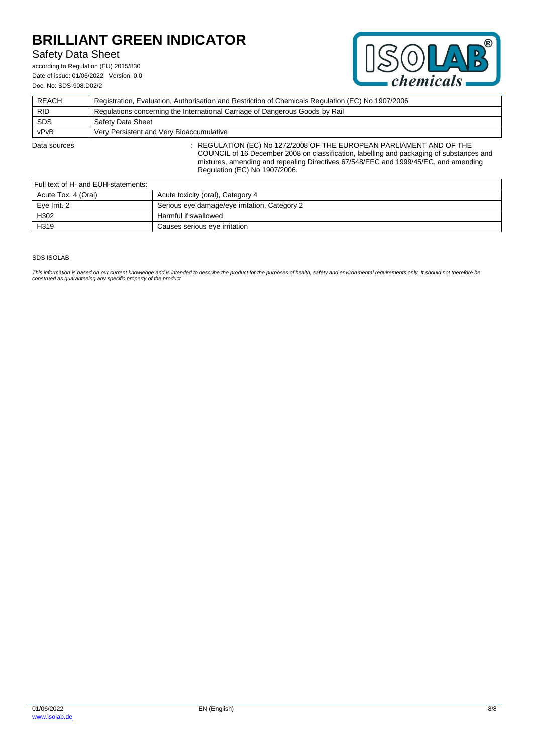| | |
|---|---|
| REACH | Registration, Evaluation, Authorisation and Restriction of Chemicals Regulation (EC) No 1907/2006 |
| RID | Regulations concerning the International Carriage of Dangerous Goods by Rail |
| SDS | Safety Data Sheet |
| vPvB | Very Persistent and Very Bioaccumulative |

Data sources : REGULATION (EC) No 1272/2008 OF THE EUROPEAN PARLIAMENT AND OF THE COUNCIL of 16 December 2008 on classification, labelling and packaging of substances and mixtures, amending and repealing Directives 67/548/EEC and 1999/45/EC, and amending Regulation (EC) No 1907/2006.

| Full text of H- and EUH-statements: | |
|---|---|
| Acute Tox. 4 (Oral) | Acute toxicity (oral), Category 4 |
| Eye Irrit. 2 | Serious eye damage/eye irritation, Category 2 |
| H302 | Harmful if swallowed |
| H319 | Causes serious eye irritation |

SDS ISOLAB

*This information is based on our current knowledge and is intended to describe the product for the purposes of health, safety and environmental requirements only. It should not therefore be construed as guaranteeing any specific property of the product*